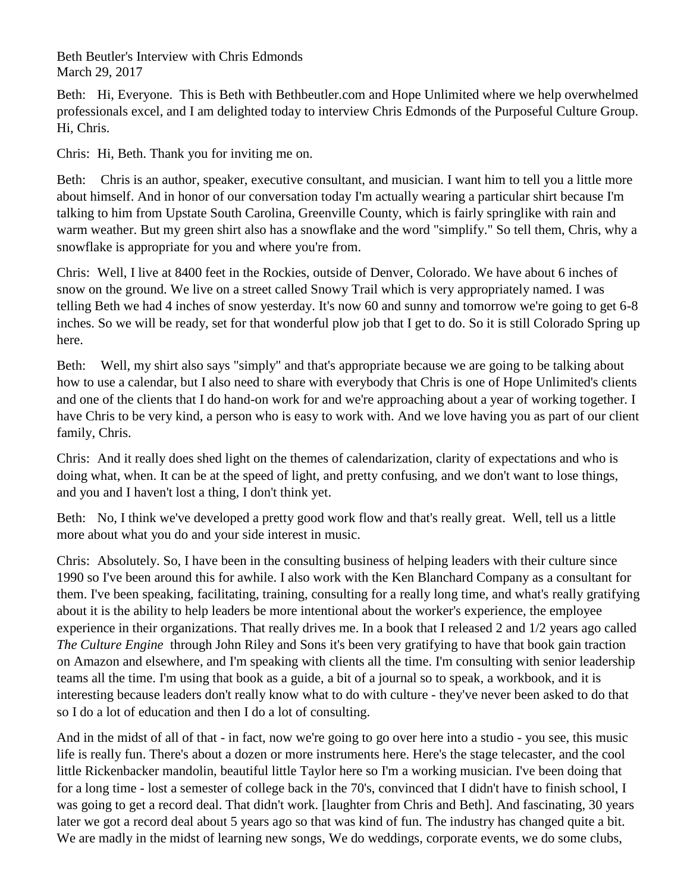Beth Beutler's Interview with Chris Edmonds
March 29, 2017

Beth: Hi, Everyone. This is Beth with Bethbeutler.com and Hope Unlimited where we help overwhelmed professionals excel, and I am delighted today to interview Chris Edmonds of the Purposeful Culture Group. Hi, Chris.

Chris: Hi, Beth. Thank you for inviting me on.

Beth: Chris is an author, speaker, executive consultant, and musician. I want him to tell you a little more about himself. And in honor of our conversation today I'm actually wearing a particular shirt because I'm talking to him from Upstate South Carolina, Greenville County, which is fairly springlike with rain and warm weather. But my green shirt also has a snowflake and the word "simplify." So tell them, Chris, why a snowflake is appropriate for you and where you're from.

Chris: Well, I live at 8400 feet in the Rockies, outside of Denver, Colorado. We have about 6 inches of snow on the ground. We live on a street called Snowy Trail which is very appropriately named. I was telling Beth we had 4 inches of snow yesterday. It's now 60 and sunny and tomorrow we're going to get 6-8 inches. So we will be ready, set for that wonderful plow job that I get to do. So it is still Colorado Spring up here.

Beth: Well, my shirt also says "simply" and that's appropriate because we are going to be talking about how to use a calendar, but I also need to share with everybody that Chris is one of Hope Unlimited's clients and one of the clients that I do hand-on work for and we're approaching about a year of working together. I have Chris to be very kind, a person who is easy to work with. And we love having you as part of our client family, Chris.

Chris: And it really does shed light on the themes of calendarization, clarity of expectations and who is doing what, when. It can be at the speed of light, and pretty confusing, and we don't want to lose things, and you and I haven't lost a thing, I don't think yet.

Beth: No, I think we've developed a pretty good work flow and that's really great. Well, tell us a little more about what you do and your side interest in music.

Chris: Absolutely. So, I have been in the consulting business of helping leaders with their culture since 1990 so I've been around this for awhile. I also work with the Ken Blanchard Company as a consultant for them. I've been speaking, facilitating, training, consulting for a really long time, and what's really gratifying about it is the ability to help leaders be more intentional about the worker's experience, the employee experience in their organizations. That really drives me. In a book that I released 2 and 1/2 years ago called *The Culture Engine* through John Riley and Sons it's been very gratifying to have that book gain traction on Amazon and elsewhere, and I'm speaking with clients all the time. I'm consulting with senior leadership teams all the time. I'm using that book as a guide, a bit of a journal so to speak, a workbook, and it is interesting because leaders don't really know what to do with culture - they've never been asked to do that so I do a lot of education and then I do a lot of consulting.

And in the midst of all of that - in fact, now we're going to go over here into a studio - you see, this music life is really fun. There's about a dozen or more instruments here. Here's the stage telecaster, and the cool little Rickenbacker mandolin, beautiful little Taylor here so I'm a working musician. I've been doing that for a long time - lost a semester of college back in the 70's, convinced that I didn't have to finish school, I was going to get a record deal. That didn't work. [laughter from Chris and Beth]. And fascinating, 30 years later we got a record deal about 5 years ago so that was kind of fun. The industry has changed quite a bit. We are madly in the midst of learning new songs, We do weddings, corporate events, we do some clubs,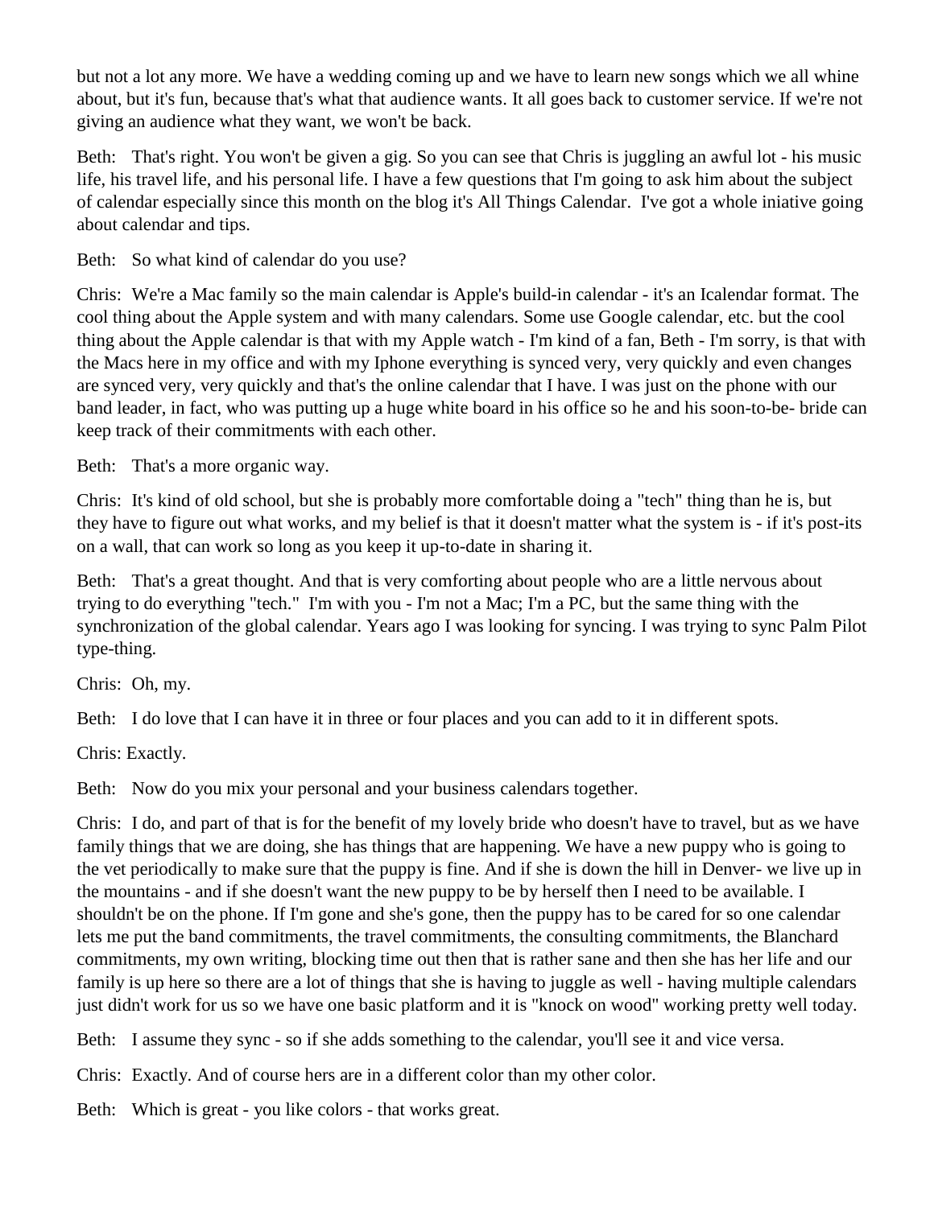but not a lot any more. We have a wedding coming up and we have to learn new songs which we all whine about, but it's fun, because that's what that audience wants. It all goes back to customer service. If we're not giving an audience what they want, we won't be back.

Beth: That's right. You won't be given a gig. So you can see that Chris is juggling an awful lot - his music life, his travel life, and his personal life. I have a few questions that I'm going to ask him about the subject of calendar especially since this month on the blog it's All Things Calendar. I've got a whole iniative going about calendar and tips.

Beth: So what kind of calendar do you use?

Chris: We're a Mac family so the main calendar is Apple's build-in calendar - it's an Icalendar format. The cool thing about the Apple system and with many calendars. Some use Google calendar, etc. but the cool thing about the Apple calendar is that with my Apple watch - I'm kind of a fan, Beth - I'm sorry, is that with the Macs here in my office and with my Iphone everything is synced very, very quickly and even changes are synced very, very quickly and that's the online calendar that I have. I was just on the phone with our band leader, in fact, who was putting up a huge white board in his office so he and his soon-to-be- bride can keep track of their commitments with each other.

Beth: That's a more organic way.

Chris: It's kind of old school, but she is probably more comfortable doing a "tech" thing than he is, but they have to figure out what works, and my belief is that it doesn't matter what the system is - if it's post-its on a wall, that can work so long as you keep it up-to-date in sharing it.

Beth: That's a great thought. And that is very comforting about people who are a little nervous about trying to do everything "tech." I'm with you - I'm not a Mac; I'm a PC, but the same thing with the synchronization of the global calendar. Years ago I was looking for syncing. I was trying to sync Palm Pilot type-thing.

Chris: Oh, my.

Beth: I do love that I can have it in three or four places and you can add to it in different spots.

Chris: Exactly.

Beth: Now do you mix your personal and your business calendars together.

Chris: I do, and part of that is for the benefit of my lovely bride who doesn't have to travel, but as we have family things that we are doing, she has things that are happening. We have a new puppy who is going to the vet periodically to make sure that the puppy is fine. And if she is down the hill in Denver- we live up in the mountains - and if she doesn't want the new puppy to be by herself then I need to be available. I shouldn't be on the phone. If I'm gone and she's gone, then the puppy has to be cared for so one calendar lets me put the band commitments, the travel commitments, the consulting commitments, the Blanchard commitments, my own writing, blocking time out then that is rather sane and then she has her life and our family is up here so there are a lot of things that she is having to juggle as well - having multiple calendars just didn't work for us so we have one basic platform and it is "knock on wood" working pretty well today.

Beth: I assume they sync - so if she adds something to the calendar, you'll see it and vice versa.

Chris: Exactly. And of course hers are in a different color than my other color.

Beth: Which is great - you like colors - that works great.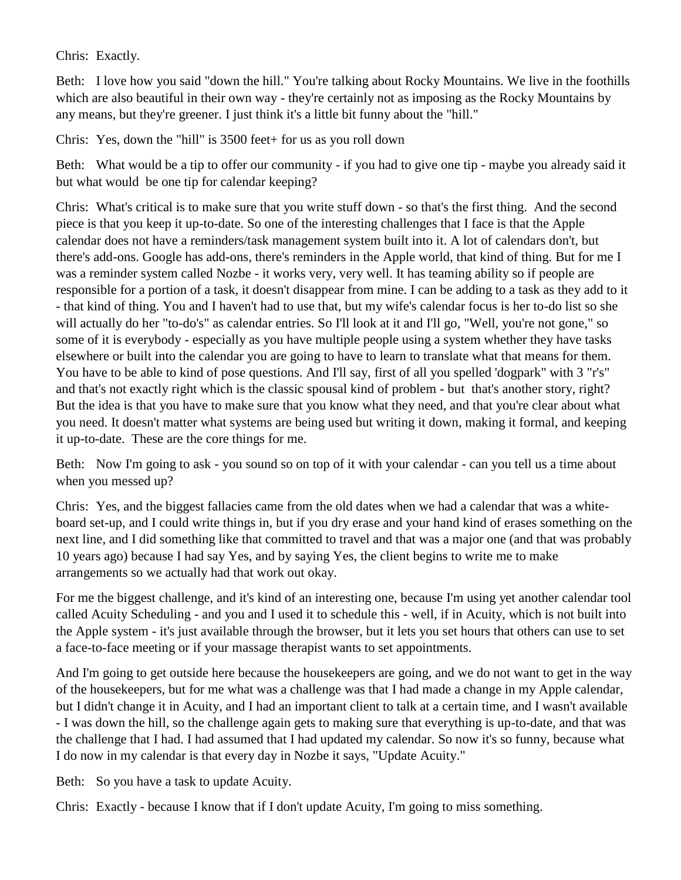Chris: Exactly.

Beth: I love how you said "down the hill." You're talking about Rocky Mountains. We live in the foothills which are also beautiful in their own way - they're certainly not as imposing as the Rocky Mountains by any means, but they're greener. I just think it's a little bit funny about the "hill."

Chris: Yes, down the "hill" is 3500 feet+ for us as you roll down

Beth: What would be a tip to offer our community - if you had to give one tip - maybe you already said it but what would be one tip for calendar keeping?

Chris: What's critical is to make sure that you write stuff down - so that's the first thing. And the second piece is that you keep it up-to-date. So one of the interesting challenges that I face is that the Apple calendar does not have a reminders/task management system built into it. A lot of calendars don't, but there's add-ons. Google has add-ons, there's reminders in the Apple world, that kind of thing. But for me I was a reminder system called Nozbe - it works very, very well. It has teaming ability so if people are responsible for a portion of a task, it doesn't disappear from mine. I can be adding to a task as they add to it - that kind of thing. You and I haven't had to use that, but my wife's calendar focus is her to-do list so she will actually do her "to-do's" as calendar entries. So I'll look at it and I'll go, "Well, you're not gone," so some of it is everybody - especially as you have multiple people using a system whether they have tasks elsewhere or built into the calendar you are going to have to learn to translate what that means for them. You have to be able to kind of pose questions. And I'll say, first of all you spelled 'dogpark" with 3 "r's" and that's not exactly right which is the classic spousal kind of problem - but that's another story, right? But the idea is that you have to make sure that you know what they need, and that you're clear about what you need. It doesn't matter what systems are being used but writing it down, making it formal, and keeping it up-to-date. These are the core things for me.

Beth: Now I'm going to ask - you sound so on top of it with your calendar - can you tell us a time about when you messed up?

Chris: Yes, and the biggest fallacies came from the old dates when we had a calendar that was a white-board set-up, and I could write things in, but if you dry erase and your hand kind of erases something on the next line, and I did something like that committed to travel and that was a major one (and that was probably 10 years ago) because I had say Yes, and by saying Yes, the client begins to write me to make arrangements so we actually had that work out okay.

For me the biggest challenge, and it's kind of an interesting one, because I'm using yet another calendar tool called Acuity Scheduling - and you and I used it to schedule this - well, if in Acuity, which is not built into the Apple system - it's just available through the browser, but it lets you set hours that others can use to set a face-to-face meeting or if your massage therapist wants to set appointments.

And I'm going to get outside here because the housekeepers are going, and we do not want to get in the way of the housekeepers, but for me what was a challenge was that I had made a change in my Apple calendar, but I didn't change it in Acuity, and I had an important client to talk at a certain time, and I wasn't available - I was down the hill, so the challenge again gets to making sure that everything is up-to-date, and that was the challenge that I had. I had assumed that I had updated my calendar. So now it's so funny, because what I do now in my calendar is that every day in Nozbe it says, "Update Acuity."

Beth: So you have a task to update Acuity.

Chris: Exactly - because I know that if I don't update Acuity, I'm going to miss something.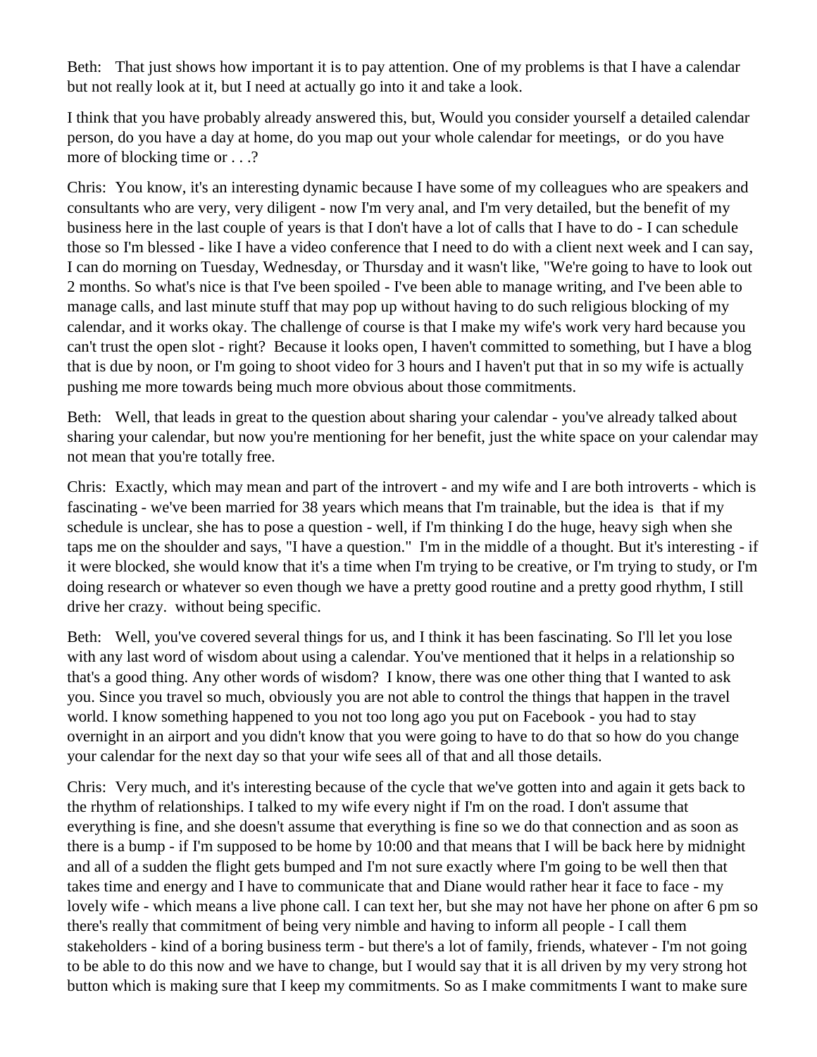Beth: That just shows how important it is to pay attention. One of my problems is that I have a calendar but not really look at it, but I need at actually go into it and take a look.

I think that you have probably already answered this, but, Would you consider yourself a detailed calendar person, do you have a day at home, do you map out your whole calendar for meetings, or do you have more of blocking time or . . .?

Chris: You know, it's an interesting dynamic because I have some of my colleagues who are speakers and consultants who are very, very diligent - now I'm very anal, and I'm very detailed, but the benefit of my business here in the last couple of years is that I don't have a lot of calls that I have to do - I can schedule those so I'm blessed - like I have a video conference that I need to do with a client next week and I can say, I can do morning on Tuesday, Wednesday, or Thursday and it wasn't like, "We're going to have to look out 2 months. So what's nice is that I've been spoiled - I've been able to manage writing, and I've been able to manage calls, and last minute stuff that may pop up without having to do such religious blocking of my calendar, and it works okay. The challenge of course is that I make my wife's work very hard because you can't trust the open slot - right? Because it looks open, I haven't committed to something, but I have a blog that is due by noon, or I'm going to shoot video for 3 hours and I haven't put that in so my wife is actually pushing me more towards being much more obvious about those commitments.

Beth: Well, that leads in great to the question about sharing your calendar - you've already talked about sharing your calendar, but now you're mentioning for her benefit, just the white space on your calendar may not mean that you're totally free.

Chris: Exactly, which may mean and part of the introvert - and my wife and I are both introverts - which is fascinating - we've been married for 38 years which means that I'm trainable, but the idea is that if my schedule is unclear, she has to pose a question - well, if I'm thinking I do the huge, heavy sigh when she taps me on the shoulder and says, "I have a question." I'm in the middle of a thought. But it's interesting - if it were blocked, she would know that it's a time when I'm trying to be creative, or I'm trying to study, or I'm doing research or whatever so even though we have a pretty good routine and a pretty good rhythm, I still drive her crazy. without being specific.

Beth: Well, you've covered several things for us, and I think it has been fascinating. So I'll let you lose with any last word of wisdom about using a calendar. You've mentioned that it helps in a relationship so that's a good thing. Any other words of wisdom? I know, there was one other thing that I wanted to ask you. Since you travel so much, obviously you are not able to control the things that happen in the travel world. I know something happened to you not too long ago you put on Facebook - you had to stay overnight in an airport and you didn't know that you were going to have to do that so how do you change your calendar for the next day so that your wife sees all of that and all those details.

Chris: Very much, and it's interesting because of the cycle that we've gotten into and again it gets back to the rhythm of relationships. I talked to my wife every night if I'm on the road. I don't assume that everything is fine, and she doesn't assume that everything is fine so we do that connection and as soon as there is a bump - if I'm supposed to be home by 10:00 and that means that I will be back here by midnight and all of a sudden the flight gets bumped and I'm not sure exactly where I'm going to be well then that takes time and energy and I have to communicate that and Diane would rather hear it face to face - my lovely wife - which means a live phone call. I can text her, but she may not have her phone on after 6 pm so there's really that commitment of being very nimble and having to inform all people - I call them stakeholders - kind of a boring business term - but there's a lot of family, friends, whatever - I'm not going to be able to do this now and we have to change, but I would say that it is all driven by my very strong hot button which is making sure that I keep my commitments. So as I make commitments I want to make sure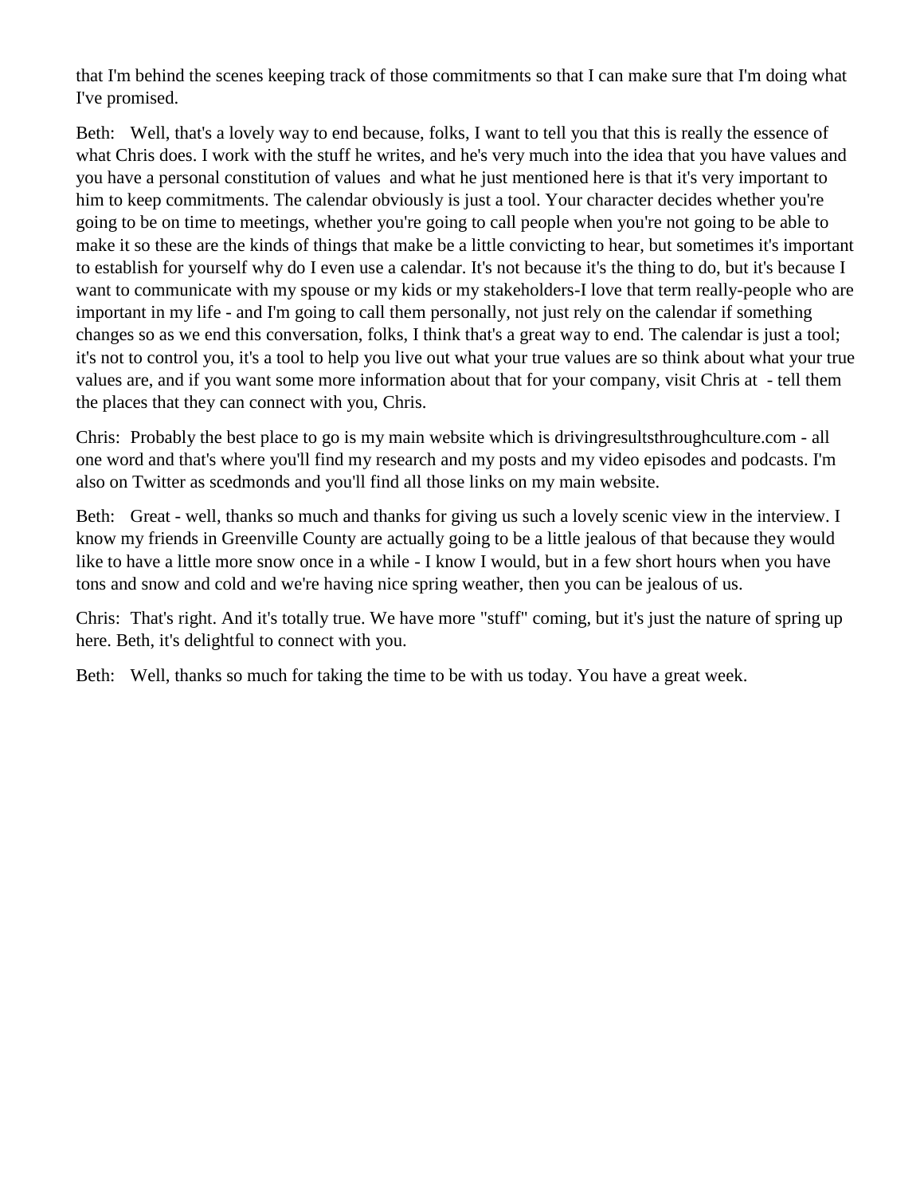that I'm behind the scenes keeping track of those commitments so that I can make sure that I'm doing what I've promised.

Beth: Well, that's a lovely way to end because, folks, I want to tell you that this is really the essence of what Chris does. I work with the stuff he writes, and he's very much into the idea that you have values and you have a personal constitution of values and what he just mentioned here is that it's very important to him to keep commitments. The calendar obviously is just a tool. Your character decides whether you're going to be on time to meetings, whether you're going to call people when you're not going to be able to make it so these are the kinds of things that make be a little convicting to hear, but sometimes it's important to establish for yourself why do I even use a calendar. It's not because it's the thing to do, but it's because I want to communicate with my spouse or my kids or my stakeholders-I love that term really-people who are important in my life - and I'm going to call them personally, not just rely on the calendar if something changes so as we end this conversation, folks, I think that's a great way to end. The calendar is just a tool; it's not to control you, it's a tool to help you live out what your true values are so think about what your true values are, and if you want some more information about that for your company, visit Chris at - tell them the places that they can connect with you, Chris.

Chris: Probably the best place to go is my main website which is drivingresultsthroughculture.com - all one word and that's where you'll find my research and my posts and my video episodes and podcasts. I'm also on Twitter as scedmonds and you'll find all those links on my main website.

Beth: Great - well, thanks so much and thanks for giving us such a lovely scenic view in the interview. I know my friends in Greenville County are actually going to be a little jealous of that because they would like to have a little more snow once in a while - I know I would, but in a few short hours when you have tons and snow and cold and we're having nice spring weather, then you can be jealous of us.

Chris: That's right. And it's totally true. We have more "stuff" coming, but it's just the nature of spring up here. Beth, it's delightful to connect with you.

Beth: Well, thanks so much for taking the time to be with us today. You have a great week.